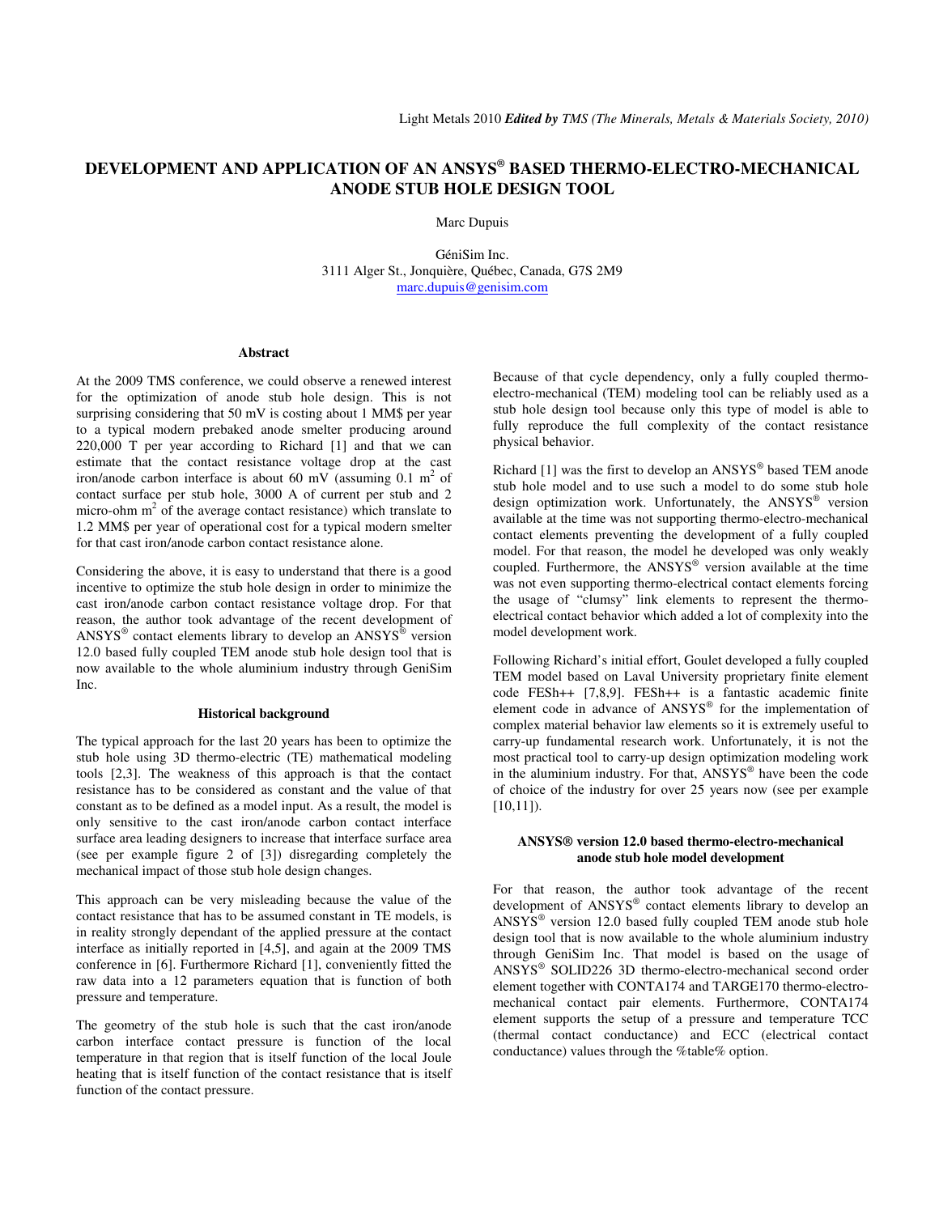# DEVELOPMENT AND APPLICATION OF AN ANSYS® BASED THERMO-ELECTRO-MECHANICAL ANODE STUB HOLE DESIGN TOOL

Marc Dupuis

GéniSim Inc.
3111 Alger St., Jonquière, Québec, Canada, G7S 2M9
marc.dupuis@genisim.com

### Abstract

At the 2009 TMS conference, we could observe a renewed interest for the optimization of anode stub hole design. This is not surprising considering that 50 mV is costing about 1 MM$ per year to a typical modern prebaked anode smelter producing around 220,000 T per year according to Richard [1] and that we can estimate that the contact resistance voltage drop at the cast iron/anode carbon interface is about 60 mV (assuming 0.1 $m^2$ of contact surface per stub hole, 3000 A of current per stub and 2 micro-ohm $m^2$ of the average contact resistance) which translate to 1.2 MM$ per year of operational cost for a typical modern smelter for that cast iron/anode carbon contact resistance alone.

Considering the above, it is easy to understand that there is a good incentive to optimize the stub hole design in order to minimize the cast iron/anode carbon contact resistance voltage drop. For that reason, the author took advantage of the recent development of ANSYS® contact elements library to develop an ANSYS® version 12.0 based fully coupled TEM anode stub hole design tool that is now available to the whole aluminium industry through GeniSim Inc.

### Historical background

The typical approach for the last 20 years has been to optimize the stub hole using 3D thermo-electric (TE) mathematical modeling tools [2,3]. The weakness of this approach is that the contact resistance has to be considered as constant and the value of that constant as to be defined as a model input. As a result, the model is only sensitive to the cast iron/anode carbon contact interface surface area leading designers to increase that interface surface area (see per example figure 2 of [3]) disregarding completely the mechanical impact of those stub hole design changes.

This approach can be very misleading because the value of the contact resistance that has to be assumed constant in TE models, is in reality strongly dependant of the applied pressure at the contact interface as initially reported in [4,5], and again at the 2009 TMS conference in [6]. Furthermore Richard [1], conveniently fitted the raw data into a 12 parameters equation that is function of both pressure and temperature.

The geometry of the stub hole is such that the cast iron/anode carbon interface contact pressure is function of the local temperature in that region that is itself function of the local Joule heating that is itself function of the contact resistance that is itself function of the contact pressure.

Because of that cycle dependency, only a fully coupled thermo-electro-mechanical (TEM) modeling tool can be reliably used as a stub hole design tool because only this type of model is able to fully reproduce the full complexity of the contact resistance physical behavior.

Richard [1] was the first to develop an ANSYS® based TEM anode stub hole model and to use such a model to do some stub hole design optimization work. Unfortunately, the ANSYS® version available at the time was not supporting thermo-electro-mechanical contact elements preventing the development of a fully coupled model. For that reason, the model he developed was only weakly coupled. Furthermore, the ANSYS® version available at the time was not even supporting thermo-electrical contact elements forcing the usage of "clumsy" link elements to represent the thermo-electrical contact behavior which added a lot of complexity into the model development work.

Following Richard's initial effort, Goulet developed a fully coupled TEM model based on Laval University proprietary finite element code FESh++ [7,8,9]. FESh++ is a fantastic academic finite element code in advance of ANSYS® for the implementation of complex material behavior law elements so it is extremely useful to carry-up fundamental research work. Unfortunately, it is not the most practical tool to carry-up design optimization modeling work in the aluminium industry. For that, ANSYS® have been the code of choice of the industry for over 25 years now (see per example [10,11]).

### ANSYS® version 12.0 based thermo-electro-mechanical anode stub hole model development

For that reason, the author took advantage of the recent development of ANSYS® contact elements library to develop an ANSYS® version 12.0 based fully coupled TEM anode stub hole design tool that is now available to the whole aluminium industry through GeniSim Inc. That model is based on the usage of ANSYS® SOLID226 3D thermo-electro-mechanical second order element together with CONTA174 and TARGE170 thermo-electro-mechanical contact pair elements. Furthermore, CONTA174 element supports the setup of a pressure and temperature TCC (thermal contact conductance) and ECC (electrical contact conductance) values through the %table% option.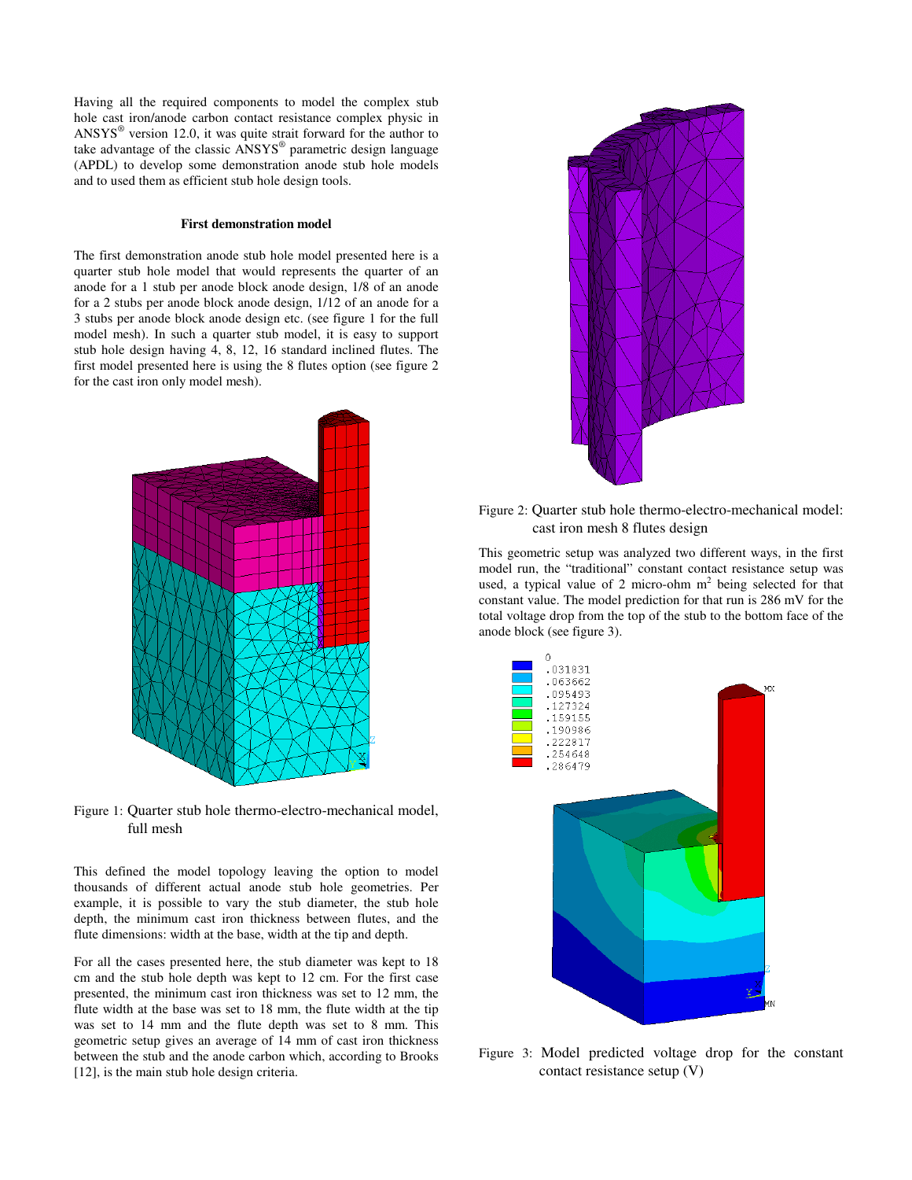Having all the required components to model the complex stub hole cast iron/anode carbon contact resistance complex physic in ANSYS® version 12.0, it was quite strait forward for the author to take advantage of the classic ANSYS® parametric design language (APDL) to develop some demonstration anode stub hole models and to used them as efficient stub hole design tools.

### First demonstration model

The first demonstration anode stub hole model presented here is a quarter stub hole model that would represents the quarter of an anode for a 1 stub per anode block design, 1/8 of an anode for a 2 stubs per anode block anode design, 1/12 of an anode for a 3 stubs per anode block anode design etc. (see figure 1 for the full model mesh). In such a quarter stub model, it is easy to support stub hole design having 4, 8, 12, 16 standard inclined flutes. The first model presented here is using the 8 flutes option (see figure 2 for the cast iron only model mesh).

Figure 1: Quarter stub hole thermo-electro-mechanical model, full mesh

This defined the model topology leaving the option to model thousands of different actual anode stub hole geometries. Per example, it is possible to vary the stub diameter, the stub hole depth, the minimum cast iron thickness between flutes, and the flute dimensions: width at the base, width at the tip and depth.

For all the cases presented here, the stub diameter was kept to 18 cm and the stub hole depth was kept to 12 cm. For the first case presented, the minimum cast iron thickness was set to 12 mm, the flute width at the base was set to 18 mm, the flute width at the tip was set to 14 mm and the flute depth was set to 8 mm. This geometric setup gives an average of 14 mm of cast iron thickness between the stub and the anode carbon which, according to Brooks [12], is the main stub hole design criteria.

Figure 2: Quarter stub hole thermo-electro-mechanical model: cast iron mesh 8 flutes design

This geometric setup was analyzed two different ways, in the first model run, the "traditional" constant contact resistance setup was used, a typical value of 2 micro-ohm $m^2$ being selected for that constant value. The model prediction for that run is 286 mV for the total voltage drop from the top of the stub to the bottom face of the anode block (see figure 3).

Figure 3: Model predicted voltage drop for the constant contact resistance setup (V)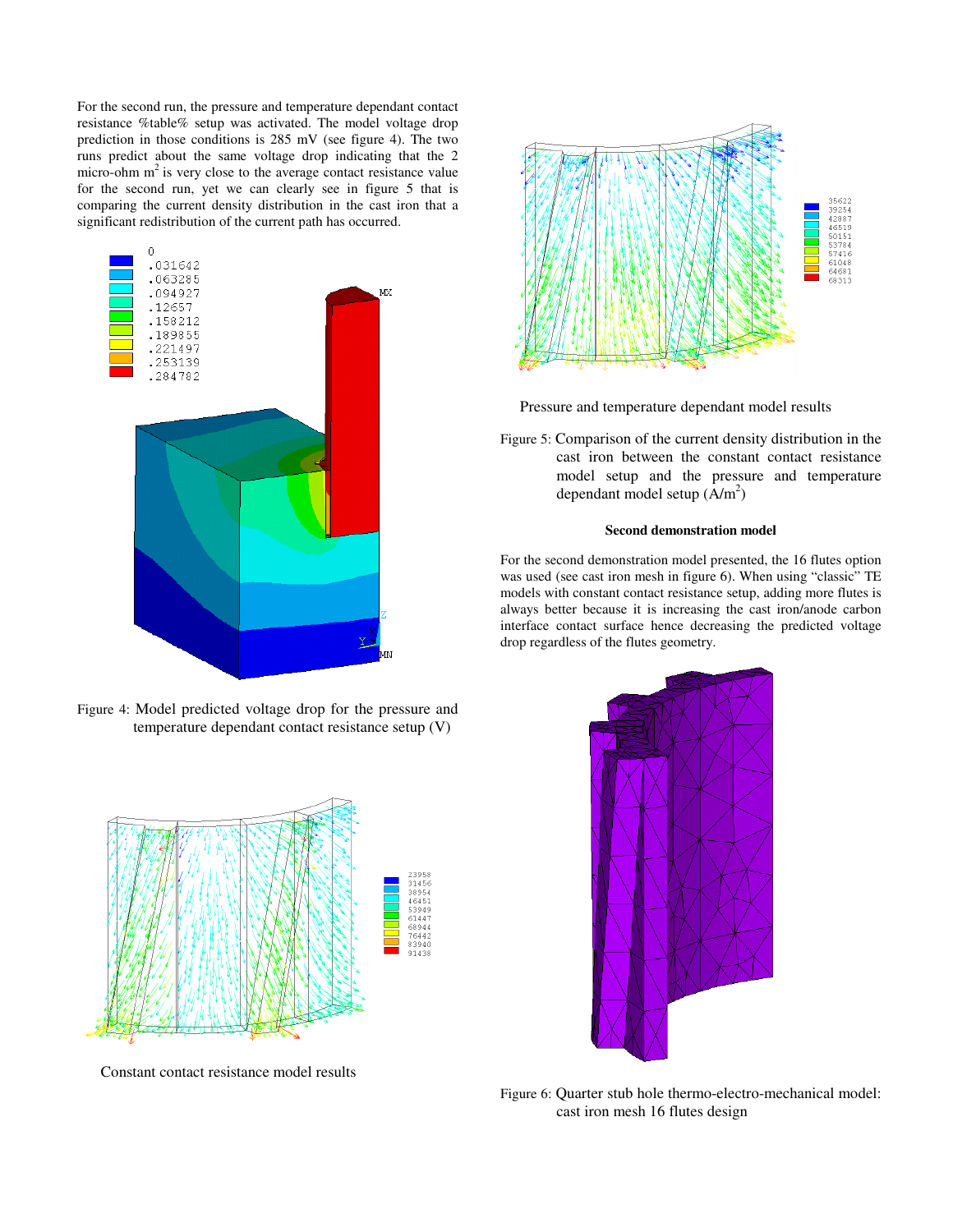For the second run, the pressure and temperature dependant contact resistance %table% setup was activated. The model voltage drop prediction in those conditions is 285 mV (see figure 4). The two runs predict about the same voltage drop indicating that the 2 micro-ohm $m^2$ is very close to the average contact resistance value for the second run, yet we can clearly see in figure 5 that is comparing the current density distribution in the cast iron that a significant redistribution of the current path has occurred.

Figure 4: Model predicted voltage drop for the pressure and temperature dependant contact resistance setup (V)

Constant contact resistance model results

Pressure and temperature dependant model results

Figure 5: Comparison of the current density distribution in the cast iron between the constant contact resistance model setup and the pressure and temperature dependant model setup ($A/m^2$)

**Second demonstration model**

For the second demonstration model presented, the 16 flutes option was used (see cast iron mesh in figure 6). When using "classic" TE models with constant contact resistance setup, adding more flutes is always better because it is increasing the cast iron/anode carbon interface contact surface hence decreasing the predicted voltage drop regardless of the flutes geometry.

Figure 6: Quarter stub hole thermo-electro-mechanical model: cast iron mesh 16 flutes design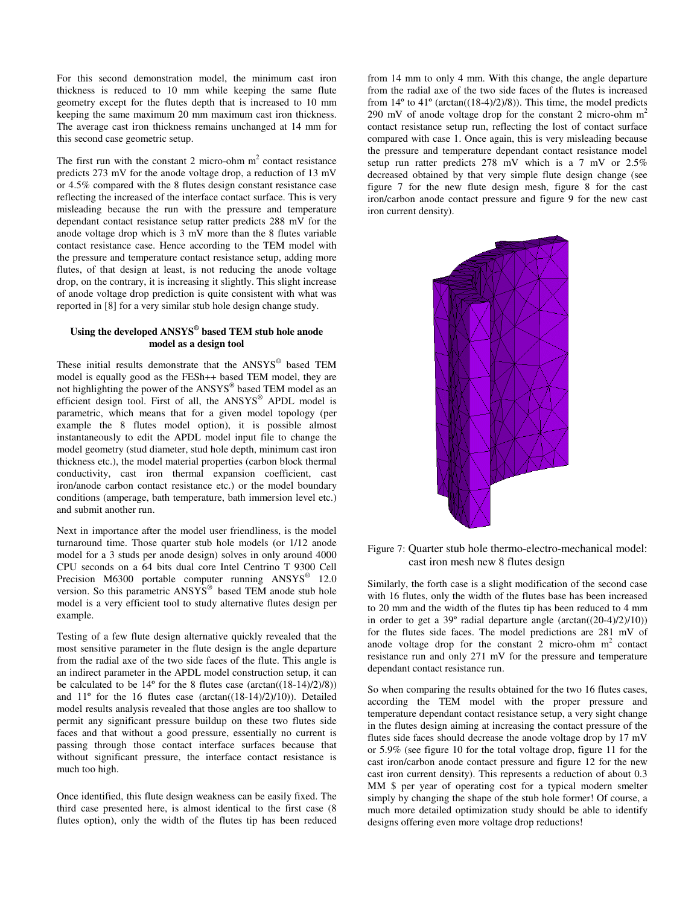For this second demonstration model, the minimum cast iron thickness is reduced to 10 mm while keeping the same flute geometry except for the flutes depth that is increased to 10 mm keeping the same maximum 20 mm maximum cast iron thickness. The average cast iron thickness remains unchanged at 14 mm for this second case geometric setup.

The first run with the constant 2 micro-ohm $m^2$ contact resistance predicts 273 mV for the anode voltage drop, a reduction of 13 mV or 4.5% compared with the 8 flutes design constant resistance case reflecting the increased of the interface contact surface. This is very misleading because the run with the pressure and temperature dependant contact resistance setup ratter predicts 288 mV for the anode voltage drop which is 3 mV more than the 8 flutes variable contact resistance case. Hence according to the TEM model with the pressure and temperature contact resistance setup, adding more flutes, of that design at least, is not reducing the anode voltage drop, on the contrary, it is increasing it slightly. This slight increase of anode voltage drop prediction is quite consistent with what was reported in [8] for a very similar stub hole design change study.

### Using the developed ANSYS® based TEM stub hole anode model as a design tool

These initial results demonstrate that the ANSYS® based TEM model is equally good as the FESh++ based TEM model, they are not highlighting the power of the ANSYS® based TEM model as an efficient design tool. First of all, the ANSYS® APDL model is parametric, which means that for a given model topology (per example the 8 flutes model option), it is possible almost instantaneously to edit the APDL model input file to change the model geometry (stud diameter, stud hole depth, minimum cast iron thickness etc.), the model material properties (carbon block thermal conductivity, cast iron thermal expansion coefficient, cast iron/anode carbon contact resistance etc.) or the model boundary conditions (amperage, bath temperature, bath immersion level etc.) and submit another run.

Next in importance after the model user friendliness, is the model turnaround time. Those quarter stub hole models (or 1/12 anode model for a 3 studs per anode design) solves in only around 4000 CPU seconds on a 64 bits dual core Intel Centrino T 9300 Cell Precision M6300 portable computer running ANSYS® 12.0 version. So this parametric ANSYS® based TEM anode stub hole model is a very efficient tool to study alternative flutes design per example.

Testing of a few flute design alternative quickly revealed that the most sensitive parameter in the flute design is the angle departure from the radial axe of the two side faces of the flute. This angle is an indirect parameter in the APDL model construction setup, it can be calculated to be 14º for the 8 flutes case (arctan((18-14)/2)/8)) and 11º for the 16 flutes case (arctan((18-14)/2)/10)). Detailed model results analysis revealed that those angles are too shallow to permit any significant pressure buildup on these two flutes side faces and that without a good pressure, essentially no current is passing through those contact interface surfaces because that without significant pressure, the interface contact resistance is much too high.

Once identified, this flute design weakness can be easily fixed. The third case presented here, is almost identical to the first case (8 flutes option), only the width of the flutes tip has been reduced from 14 mm to only 4 mm. With this change, the angle departure from the radial axe of the two side faces of the flutes is increased from 14º to 41º (arctan((18-4)/2)/8)). This time, the model predicts 290 mV of anode voltage drop for the constant 2 micro-ohm $m^2$ contact resistance setup run, reflecting the lost of contact surface compared with case 1. Once again, this is very misleading because the pressure and temperature dependant contact resistance model setup run ratter predicts 278 mV which is a 7 mV or 2.5% decreased obtained by that very simple flute design change (see figure 7 for the new flute design mesh, figure 8 for the cast iron/carbon anode contact pressure and figure 9 for the new cast iron current density).

Figure 7: Quarter stub hole thermo-electro-mechanical model: cast iron mesh new 8 flutes design

Similarly, the forth case is a slight modification of the second case with 16 flutes, only the width of the flutes base has been increased to 20 mm and the width of the flutes tip has been reduced to 4 mm in order to get a 39º radial departure angle (arctan((20-4)/2)/10)) for the flutes side faces. The model predictions are 281 mV of anode voltage drop for the constant 2 micro-ohm $m^2$ contact resistance run and only 271 mV for the pressure and temperature dependant contact resistance run.

So when comparing the results obtained for the two 16 flutes cases, according the TEM model with the proper pressure and temperature dependant contact resistance setup, a very sight change in the flutes design aiming at increasing the contact pressure of the flutes side faces should decrease the anode voltage drop by 17 mV or 5.9% (see figure 10 for the total voltage drop, figure 11 for the cast iron/carbon anode contact pressure and figure 12 for the new cast iron current density). This represents a reduction of about 0.3 MM \$ per year of operating cost for a typical modern smelter simply by changing the shape of the stub hole former! Of course, a much more detailed optimization study should be able to identify designs offering even more voltage drop reductions!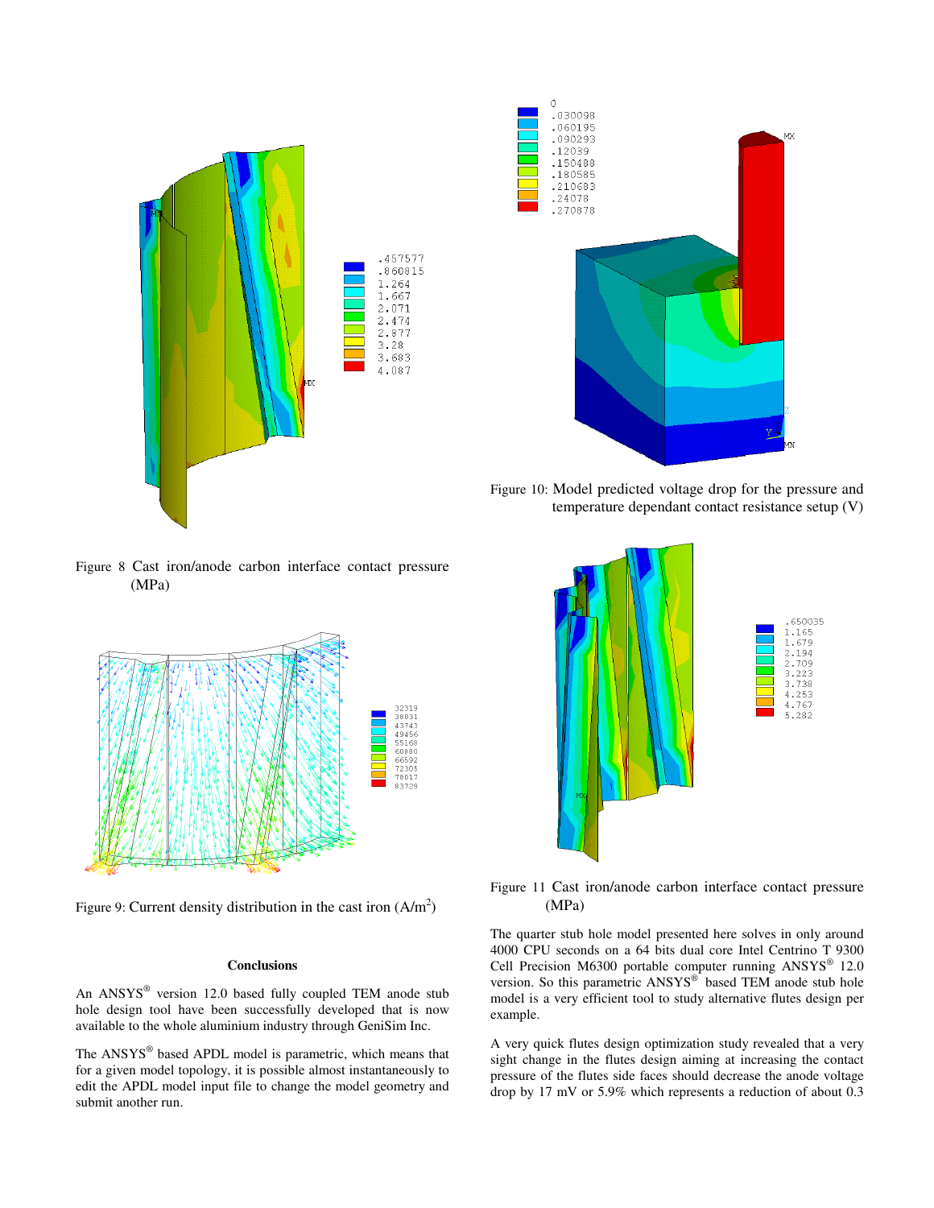Figure 8 Cast iron/anode carbon interface contact pressure (MPa)

Figure 9: Current density distribution in the cast iron (A/m$^2$)

### Conclusions

An ANSYS® version 12.0 based fully coupled TEM anode stub hole design tool have been successfully developed that is now available to the whole aluminium industry through GeniSim Inc.

The ANSYS® based APDL model is parametric, which means that for a given model topology, it is possible almost instantaneously to edit the APDL model input file to change the model geometry and submit another run.

Figure 10: Model predicted voltage drop for the pressure and temperature dependant contact resistance setup (V)

Figure 11 Cast iron/anode carbon interface contact pressure (MPa)

The quarter stub hole model presented here solves in only around 4000 CPU seconds on a 64 bits dual core Intel Centrino T 9300 Cell Precision M6300 portable computer running ANSYS® 12.0 version. So this parametric ANSYS® based TEM anode stub hole model is a very efficient tool to study alternative flutes design per example.

A very quick flutes design optimization study revealed that a very sight change in the flutes design aiming at increasing the contact pressure of the flutes side faces should decrease the anode voltage drop by 17 mV or 5.9% which represents a reduction of about 0.3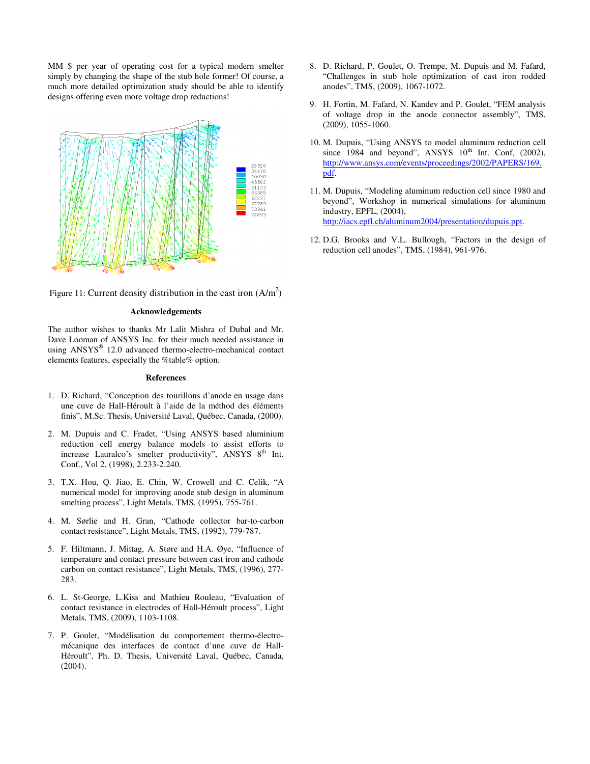MM $ per year of operating cost for a typical modern smelter simply by changing the shape of the stub hole former! Of course, a much more detailed optimization study should be able to identify designs offering even more voltage drop reductions!

28926
34478
40030
45582
51133
56685
62237
67789
73341
78893

Figure 11: Current density distribution in the cast iron (A/m$^2$)

### Acknowledgements

The author wishes to thanks Mr Lalit Mishra of Dubal and Mr. Dave Looman of ANSYS Inc. for their much needed assistance in using ANSYS® 12.0 advanced thermo-electro-mechanical contact elements features, especially the %table% option.

### References

1. D. Richard, "Conception des tourillons d'anode en usage dans une cuve de Hall-Héroult à l'aide de la méthod des éléments finis", M.Sc. Thesis, Université Laval, Québec, Canada, (2000).

2. M. Dupuis and C. Fradet, "Using ANSYS based aluminium reduction cell energy balance models to assist efforts to increase Lauralco's smelter productivity", ANSYS 8th Int. Conf., Vol 2, (1998), 2.233-2.240.

3. T.X. Hou, Q. Jiao, E. Chin, W. Crowell and C. Celik, "A numerical model for improving anode stub design in aluminum smelting process", Light Metals, TMS, (1995), 755-761.

4. M. Sørlie and H. Gran, "Cathode collector bar-to-carbon contact resistance", Light Metals, TMS, (1992), 779-787.

5. F. Hiltmann, J. Mittag, A. Støre and H.A. Øye, "Influence of temperature and contact pressure between cast iron and cathode carbon on contact resistance", Light Metals, TMS, (1996), 277-283.

6. L. St-George, L.Kiss and Mathieu Rouleau, "Evaluation of contact resistance in electrodes of Hall-Héroult process", Light Metals, TMS, (2009), 1103-1108.

7. P. Goulet, "Modélisation du comportement thermo-électro-mécanique des interfaces de contact d'une cuve de Hall-Héroult", Ph. D. Thesis, Université Laval, Québec, Canada, (2004).

8. D. Richard, P. Goulet, O. Trempe, M. Dupuis and M. Fafard, "Challenges in stub hole optimization of cast iron rodded anodes", TMS, (2009), 1067-1072.

9. H. Fortin, M. Fafard, N. Kandev and P. Goulet, "FEM analysis of voltage drop in the anode connector assembly", TMS, (2009), 1055-1060.

10. M. Dupuis, "Using ANSYS to model aluminum reduction cell since 1984 and beyond", ANSYS 10th Int. Conf, (2002), http://www.ansys.com/events/proceedings/2002/PAPERS/169.pdf.

11. M. Dupuis, "Modeling aluminum reduction cell since 1980 and beyond", Workshop in numerical simulations for aluminum industry, EPFL, (2004), http://iacs.epfl.ch/aluminum2004/presentation/dupuis.ppt.

12. D.G. Brooks and V.L. Bullough, "Factors in the design of reduction cell anodes", TMS, (1984), 961-976.